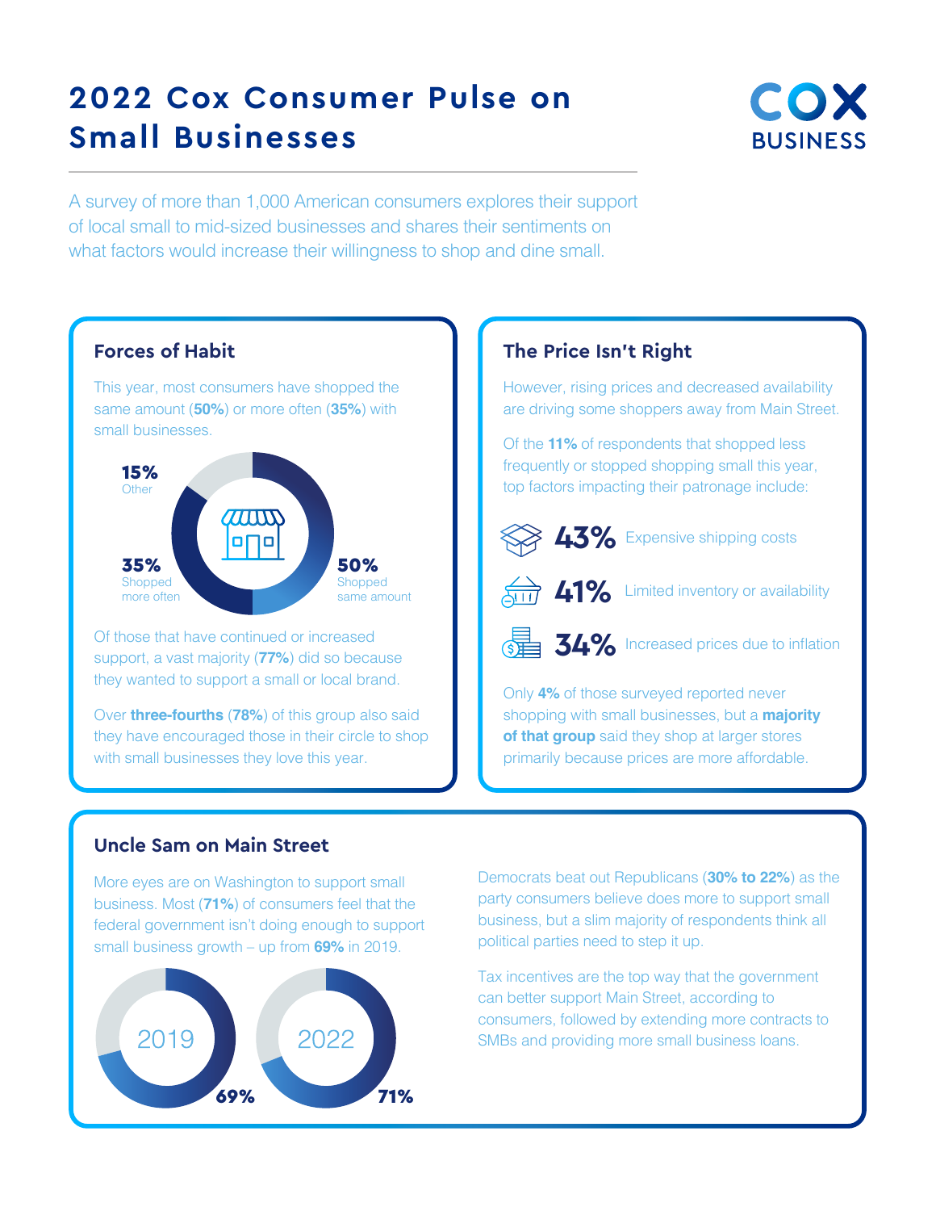# 2022 Cox Consumer Pulse on Small Businesses

COX BUSINESS

A survey of more than 1,000 American consumers explores their support of local small to mid-sized businesses and shares their sentiments on what factors would increase their willingness to shop and dine small.

## Forces of Habit

This year, most consumers have shopped the same amount (**50%**) or more often (**35%**) with small businesses.

- **15%** Other
- **35%** Shopped more often
- **50%** Shopped same amount

Of those that have continued or increased support, a vast majority (**77%**) did so because they wanted to support a small or local brand.

Over **three-fourths** (**78%**) of this group also said they have encouraged those in their circle to shop with small businesses they love this year.

## The Price Isn't Right

However, rising prices and decreased availability are driving some shoppers away from Main Street.

Of the **11%** of respondents that shopped less frequently or stopped shopping small this year, top factors impacting their patronage include:

- **43%** Expensive shipping costs
- **41%** Limited inventory or availability
- **34%** Increased prices due to inflation

Only **4%** of those surveyed reported never shopping with small businesses, but a **majority of that group** said they shop at larger stores primarily because prices are more affordable.

## Uncle Sam on Main Street

More eyes are on Washington to support small business. Most (**71%**) of consumers feel that the federal government isn't doing enough to support small business growth – up from **69%** in 2019.

- 2019: **69%**
- 2022: **71%**

Democrats beat out Republicans (**30% to 22%**) as the party consumers believe does more to support small business, but a slim majority of respondents think all political parties need to step it up.

Tax incentives are the top way that the government can better support Main Street, according to consumers, followed by extending more contracts to SMBs and providing more small business loans.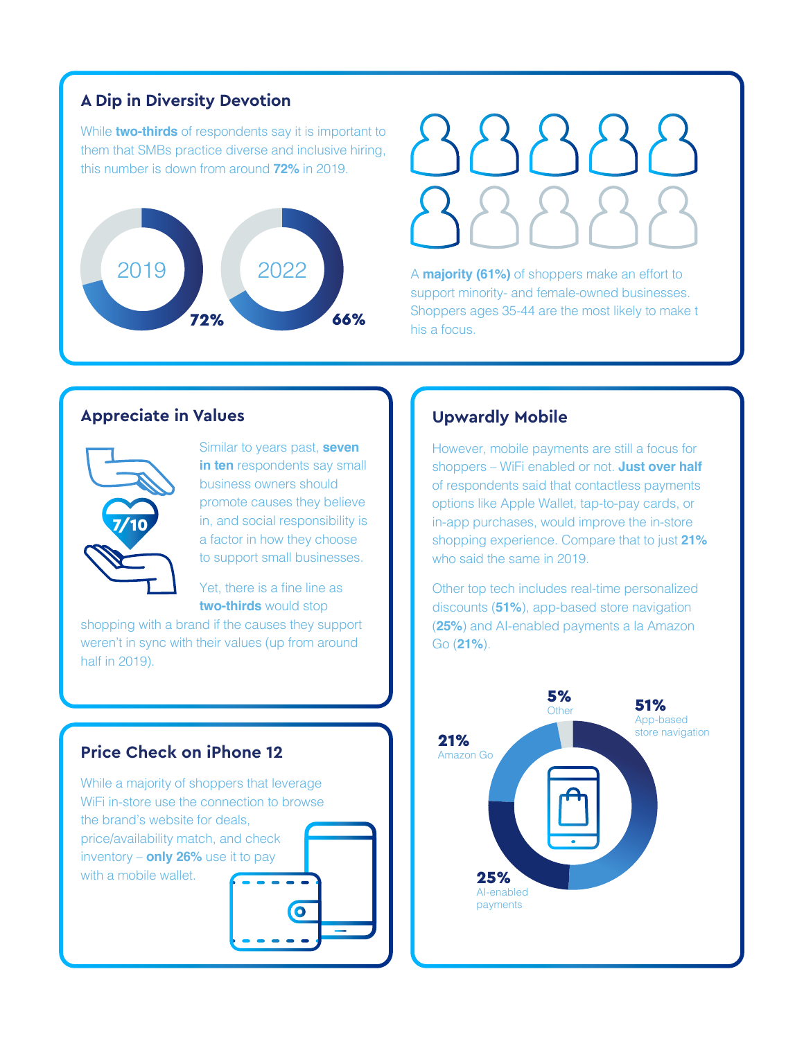## A Dip in Diversity Devotion

While **two-thirds** of respondents say it is important to them that SMBs practice diverse and inclusive hiring, this number is down from around **72%** in 2019.

2019 **72%**

2022 **66%**

A **majority (61%)** of shoppers make an effort to support minority- and female-owned businesses. Shoppers ages 35-44 are the most likely to make t his a focus.

## Appreciate in Values

7/10

Similar to years past, **seven in ten** respondents say small business owners should promote causes they believe in, and social responsibility is a factor in how they choose to support small businesses.

Yet, there is a fine line as **two-thirds** would stop shopping with a brand if the causes they support weren't in sync with their values (up from around half in 2019).

## Price Check on iPhone 12

While a majority of shoppers that leverage WiFi in-store use the connection to browse the brand's website for deals, price/availability match, and check inventory – **only 26%** use it to pay with a mobile wallet.

## Upwardly Mobile

However, mobile payments are still a focus for shoppers – WiFi enabled or not. **Just over half** of respondents said that contactless payments options like Apple Wallet, tap-to-pay cards, or in-app purchases, would improve the in-store shopping experience. Compare that to just **21%** who said the same in 2019.

Other top tech includes real-time personalized discounts (**51%**), app-based store navigation (**25%**) and AI-enabled payments a la Amazon Go (**21%**).

**5%** Other

**51%** App-based store navigation

**21%** Amazon Go

**25%** AI-enabled payments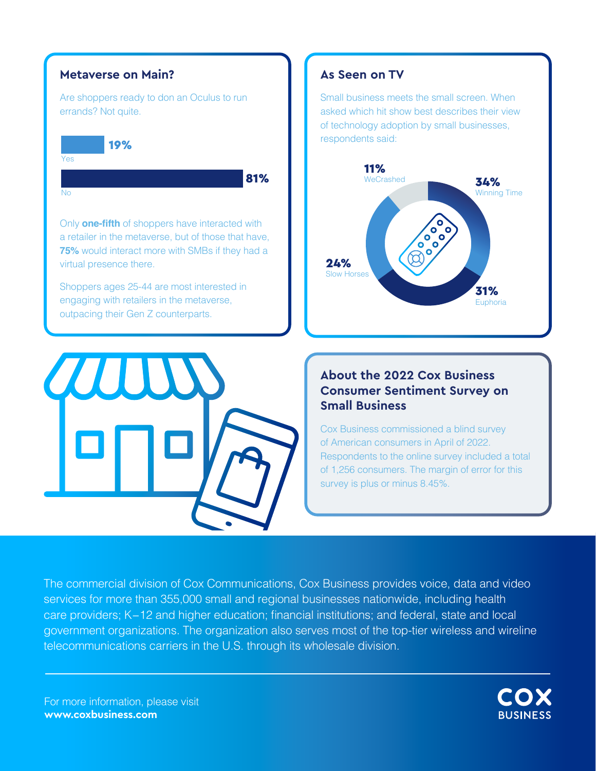## Metaverse on Main?

Are shoppers ready to don an Oculus to run errands? Not quite.

19%
Yes

81%
No

Only **one-fifth** of shoppers have interacted with a retailer in the metaverse, but of those that have, **75%** would interact more with SMBs if they had a virtual presence there.

Shoppers ages 25-44 are most interested in engaging with retailers in the metaverse, outpacing their Gen Z counterparts.

## As Seen on TV

Small business meets the small screen. When asked which hit show best describes their view of technology adoption by small businesses, respondents said:

11%
WeCrashed

34%
Winning Time

24%
Slow Horses

31%
Euphoria

## About the 2022 Cox Business Consumer Sentiment Survey on Small Business

Cox Business commissioned a blind survey of American consumers in April of 2022. Respondents to the online survey included a total of 1,256 consumers. The margin of error for this survey is plus or minus 8.45%.

The commercial division of Cox Communications, Cox Business provides voice, data and video services for more than 355,000 small and regional businesses nationwide, including health care providers; K–12 and higher education; financial institutions; and federal, state and local government organizations. The organization also serves most of the top-tier wireless and wireline telecommunications carriers in the U.S. through its wholesale division.

For more information, please visit
**www.coxbusiness.com**

COX BUSINESS